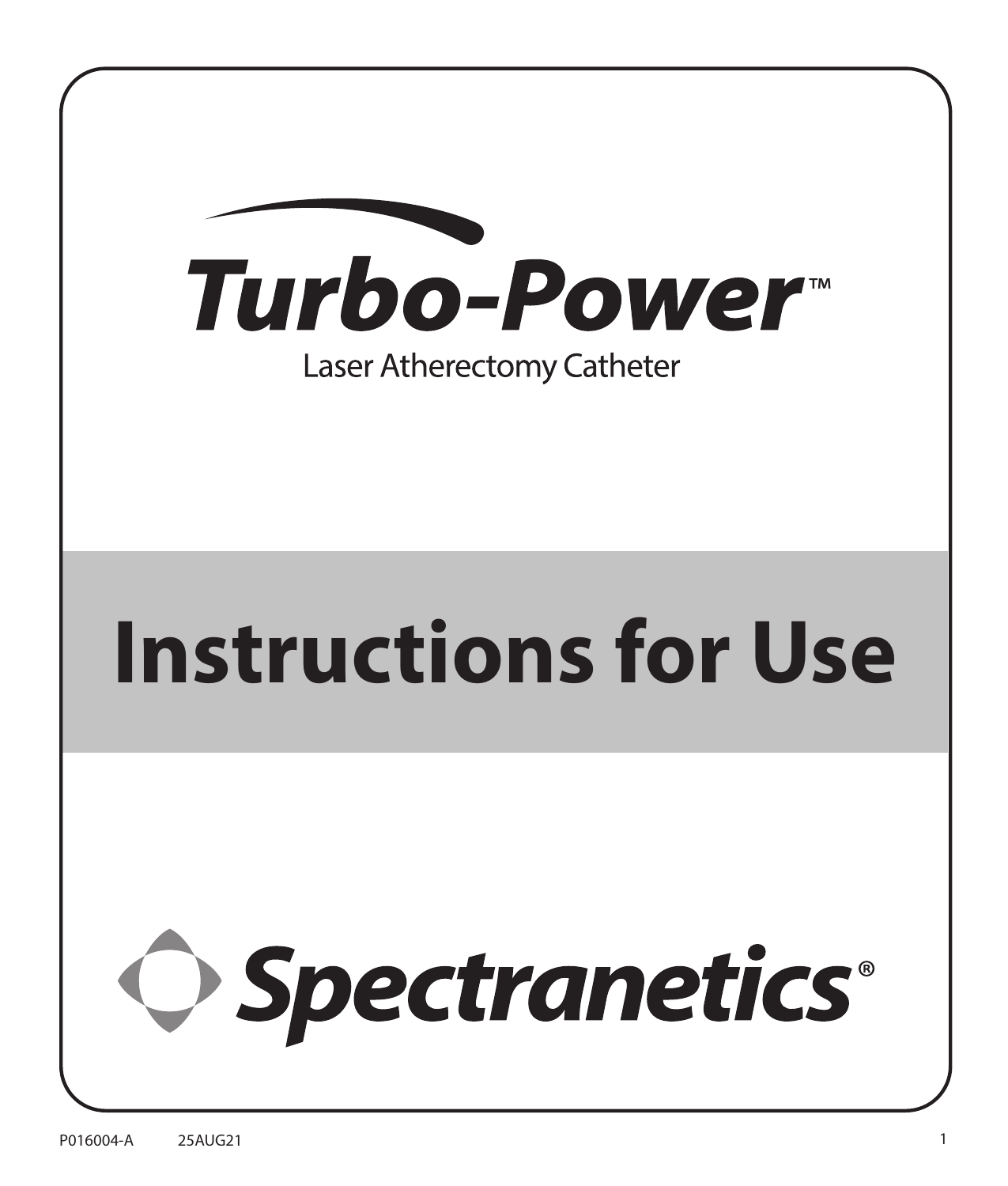# Turbo-Power™

Laser Atherectomy Catheter

# Instructions for Use

Spectranetics®

P016004-A 25AUG21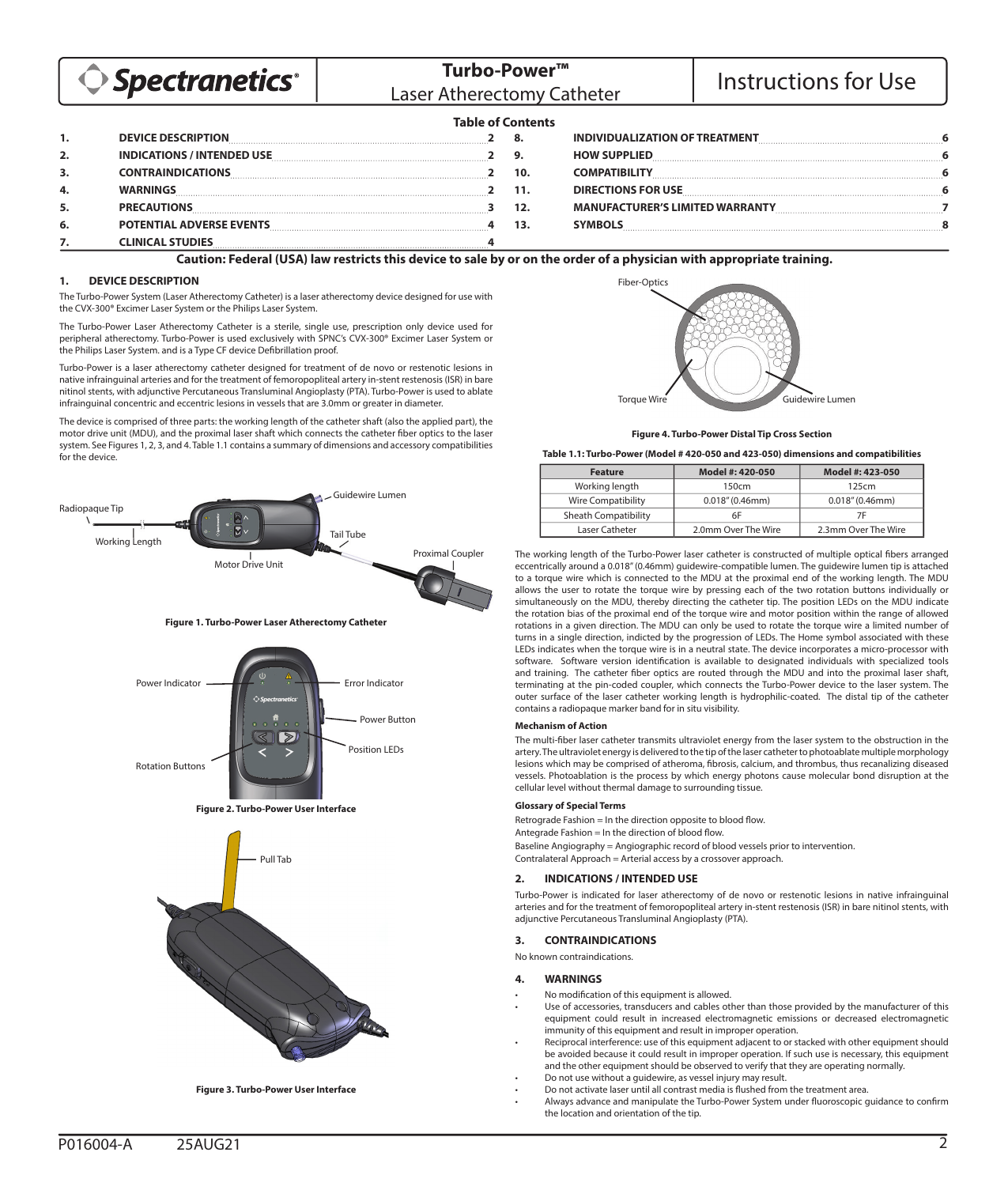# Turbo-Power™ Laser Atherectomy Catheter — Instructions for Use

## Table of Contents

| | | |
|---|---|---|
| 1. | DEVICE DESCRIPTION | 2 |
| 2. | INDICATIONS / INTENDED USE | 2 |
| 3. | CONTRAINDICATIONS | 2 |
| 4. | WARNINGS | 2 |
| 5. | PRECAUTIONS | 3 |
| 6. | POTENTIAL ADVERSE EVENTS | 4 |
| 7. | CLINICAL STUDIES | 4 |
| 8. | INDIVIDUALIZATION OF TREATMENT | 6 |
| 9. | HOW SUPPLIED | 6 |
| 10. | COMPATIBILITY | 6 |
| 11. | DIRECTIONS FOR USE | 6 |
| 12. | MANUFACTURER'S LIMITED WARRANTY | 7 |
| 13. | SYMBOLS | 8 |

**Caution: Federal (USA) law restricts this device to sale by or on the order of a physician with appropriate training.**

## 1. DEVICE DESCRIPTION

The Turbo-Power System (Laser Atherectomy Catheter) is a laser atherectomy device designed for use with the CVX-300® Excimer Laser System or the Philips Laser System.

The Turbo-Power Laser Atherectomy Catheter is a sterile, single use, prescription only device used for peripheral atherectomy. Turbo-Power is used exclusively with SPNC's CVX-300® Excimer Laser System or the Philips Laser System. and is a Type CF device Defibrillation proof.

Turbo-Power is a laser atherectomy catheter designed for treatment of de novo or restenotic lesions in native infrainguinal arteries and for the treatment of femoropopliteal artery in-stent restenosis (ISR) in bare nitinol stents, with adjunctive Percutaneous Transluminal Angioplasty (PTA). Turbo-Power is used to ablate infrainguinal concentric and eccentric lesions in vessels that are 3.0mm or greater in diameter.

The device is comprised of three parts: the working length of the catheter shaft (also the applied part), the motor drive unit (MDU), and the proximal laser shaft which connects the catheter fiber optics to the laser system. See Figures 1, 2, 3, and 4. Table 1.1 contains a summary of dimensions and accessory compatibilities for the device.

Radiopaque Tip — Working Length — Motor Drive Unit — Guidewire Lumen — Tail Tube — Proximal Coupler

**Figure 1. Turbo-Power Laser Atherectomy Catheter**

Power Indicator — Error Indicator — Power Button — Position LEDs — Rotation Buttons

**Figure 2. Turbo-Power User Interface**

Pull Tab

**Figure 3. Turbo-Power User Interface**

Fiber-Optics — Torque Wire — Guidewire Lumen

**Figure 4. Turbo-Power Distal Tip Cross Section**

**Table 1.1: Turbo-Power (Model # 420-050 and 423-050) dimensions and compatibilities**

| Feature | Model #: 420-050 | Model #: 423-050 |
|---|---|---|
| Working length | 150cm | 125cm |
| Wire Compatibility | 0.018" (0.46mm) | 0.018" (0.46mm) |
| Sheath Compatibility | 6F | 7F |
| Laser Catheter | 2.0mm Over The Wire | 2.3mm Over The Wire |

The working length of the Turbo-Power laser catheter is constructed of multiple optical fibers arranged eccentrically around a 0.018" (0.46mm) guidewire-compatible lumen. The guidewire lumen tip is attached to a torque wire which is connected to the MDU at the proximal end of the working length. The MDU allows the user to rotate the torque wire by pressing each of the two rotation buttons individually or simultaneously on the MDU, thereby directing the catheter tip. The position LEDs on the MDU indicate the rotation bias of the proximal end of the torque wire and motor position within the range of allowed rotations in a given direction. The MDU can only be used to rotate the torque wire a limited number of turns in a single direction, indicted by the progression of LEDs. The Home symbol associated with these LEDs indicates when the torque wire is in a neutral state. The device incorporates a micro-processor with software. Software version identification is available to designated individuals with specialized tools and training. The catheter fiber optics are routed through the MDU and into the proximal laser shaft, terminating at the pin-coded coupler, which connects the Turbo-Power device to the laser system. The outer surface of the laser catheter working length is hydrophilic-coated. The distal tip of the catheter contains a radiopaque marker band for in situ visibility.

### Mechanism of Action

The multi-fiber laser catheter transmits ultraviolet energy from the laser system to the obstruction in the artery. The ultraviolet energy is delivered to the tip of the laser catheter to photoablate multiple morphology lesions which may be comprised of atheroma, fibrosis, calcium, and thrombus, thus recanalizing diseased vessels. Photoablation is the process by which energy photons cause molecular bond disruption at the cellular level without thermal damage to surrounding tissue.

### Glossary of Special Terms

Retrograde Fashion = In the direction opposite to blood flow.  
Antegrade Fashion = In the direction of blood flow.  
Baseline Angiography = Angiographic record of blood vessels prior to intervention.  
Contralateral Approach = Arterial access by a crossover approach.

## 2. INDICATIONS / INTENDED USE

Turbo-Power is indicated for laser atherectomy of de novo or restenotic lesions in native infrainguinal arteries and for the treatment of femoropopliteal artery in-stent restenosis (ISR) in bare nitinol stents, with adjunctive Percutaneous Transluminal Angioplasty (PTA).

## 3. CONTRAINDICATIONS

No known contraindications.

## 4. WARNINGS

- No modification of this equipment is allowed.
- Use of accessories, transducers and cables other than those provided by the manufacturer of this equipment could result in increased electromagnetic emissions or decreased electromagnetic immunity of this equipment and result in improper operation.
- Reciprocal interference: use of this equipment adjacent to or stacked with other equipment should be avoided because it could result in improper operation. If such use is necessary, this equipment and the other equipment should be observed to verify that they are operating normally.
- Do not use without a guidewire, as vessel injury may result.
- Do not activate laser until all contrast media is flushed from the treatment area.
- Always advance and manipulate the Turbo-Power System under fluoroscopic guidance to confirm the location and orientation of the tip.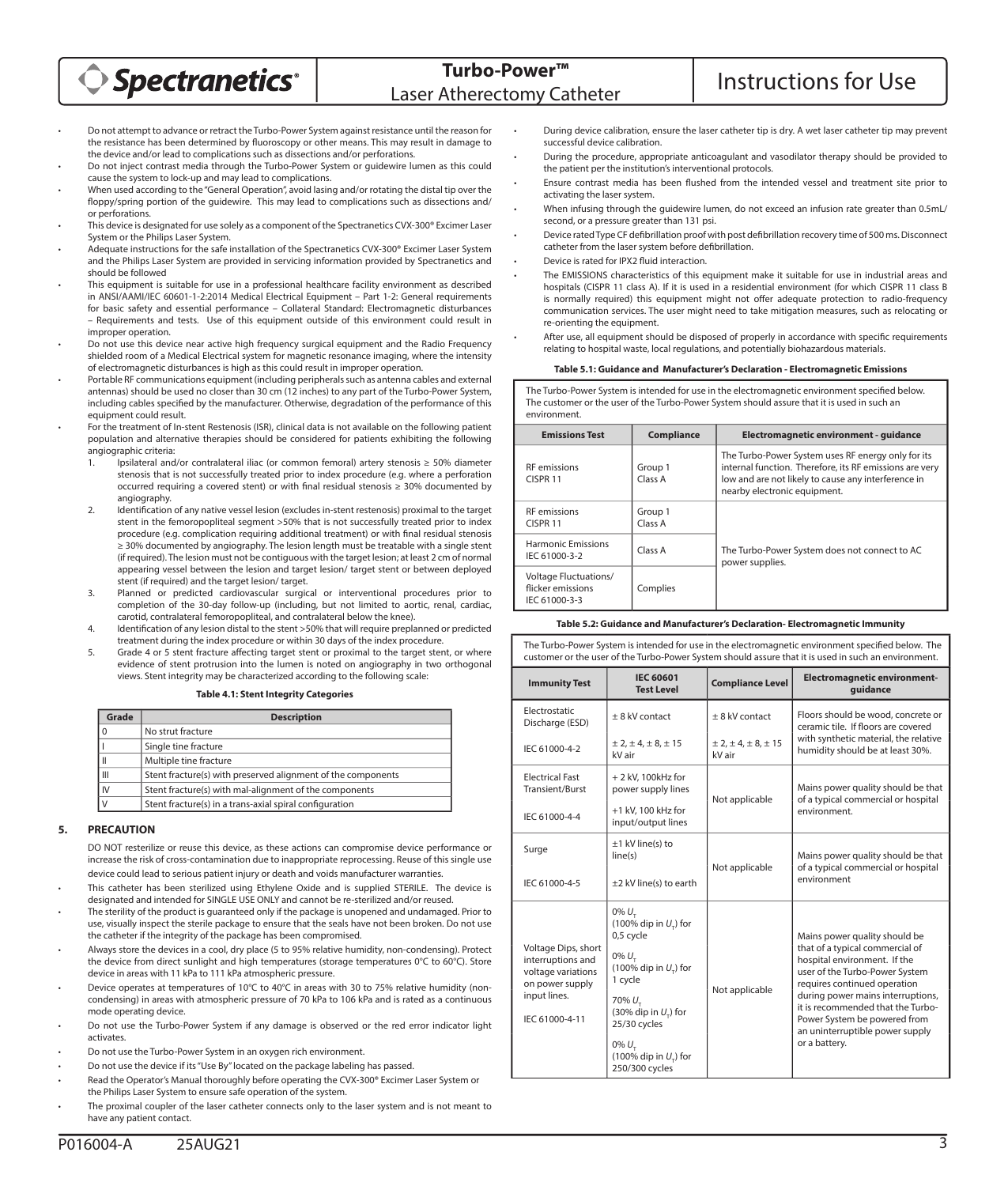- Do not attempt to advance or retract the Turbo-Power System against resistance until the reason for the resistance has been determined by fluoroscopy or other means. This may result in damage to the device and/or lead to complications such as dissections and/or perforations.
- Do not inject contrast media through the Turbo-Power System or guidewire lumen as this could cause the system to lock-up and may lead to complications.
- When used according to the "General Operation", avoid lasing and/or rotating the distal tip over the floppy/spring portion of the guidewire. This may lead to complications such as dissections and/ or perforations.
- This device is designated for use solely as a component of the Spectranetics CVX-300® Excimer Laser System or the Philips Laser System.
- Adequate instructions for the safe installation of the Spectranetics CVX-300® Excimer Laser System and the Philips Laser System are provided in servicing information provided by Spectranetics and should be followed
- This equipment is suitable for use in a professional healthcare facility environment as described in ANSI/AAMI/IEC 60601-1-2:2014 Medical Electrical Equipment – Part 1-2: General requirements for basic safety and essential performance – Collateral Standard: Electromagnetic disturbances – Requirements and tests. Use of this equipment outside of this environment could result in improper operation.
- Do not use this device near active high frequency surgical equipment and the Radio Frequency shielded room of a Medical Electrical system for magnetic resonance imaging, where the intensity of electromagnetic disturbances is high as this could result in improper operation.
- Portable RF communications equipment (including peripherals such as antenna cables and external antennas) should be used no closer than 30 cm (12 inches) to any part of the Turbo-Power System, including cables specified by the manufacturer. Otherwise, degradation of the performance of this equipment could result.
- For the treatment of In-stent Restenosis (ISR), clinical data is not available on the following patient population and alternative therapies should be considered for patients exhibiting the following angiographic criteria:
  1. Ipsilateral and/or contralateral iliac (or common femoral) artery stenosis ≥ 50% diameter stenosis that is not successfully treated prior to index procedure (e.g. where a perforation occurred requiring a covered stent) or with final residual stenosis ≥ 30% documented by angiography.
  2. Identification of any native vessel lesion (excludes in-stent restenosis) proximal to the target stent in the femoropopliteal segment >50% that is not successfully treated prior to index procedure (e.g. complication requiring additional treatment) or with final residual stenosis ≥ 30% documented by angiography. The lesion length must be treatable with a single stent (if required). The lesion must not be contiguous with the target lesion; at least 2 cm of normal appearing vessel between the lesion and target lesion/ target stent or between deployed stent (if required) and the target lesion/ target.
  3. Planned or predicted cardiovascular surgical or interventional procedures prior to completion of the 30-day follow-up (including, but not limited to aortic, renal, cardiac, carotid, contralateral femoropopliteal, and contralateral below the knee).
  4. Identification of any lesion distal to the stent >50% that will require preplanned or predicted treatment during the index procedure or within 30 days of the index procedure.
  5. Grade 4 or 5 stent fracture affecting target stent or proximal to the target stent, or where evidence of stent protrusion into the lumen is noted on angiography in two orthogonal views. Stent integrity may be characterized according to the following scale:

**Table 4.1: Stent Integrity Categories**

| Grade | Description |
|---|---|
| 0 | No strut fracture |
| I | Single tine fracture |
| II | Multiple tine fracture |
| III | Stent fracture(s) with preserved alignment of the components |
| IV | Stent fracture(s) with mal-alignment of the components |
| V | Stent fracture(s) in a trans-axial spiral configuration |

## 5. PRECAUTION

DO NOT resterilize or reuse this device, as these actions can compromise device performance or increase the risk of cross-contamination due to inappropriate reprocessing. Reuse of this single use device could lead to serious patient injury or death and voids manufacturer warranties.

- This catheter has been sterilized using Ethylene Oxide and is supplied STERILE. The device is designated and intended for SINGLE USE ONLY and cannot be re-sterilized and/or reused.
- The sterility of the product is guaranteed only if the package is unopened and undamaged. Prior to use, visually inspect the sterile package to ensure that the seals have not been broken. Do not use the catheter if the integrity of the package has been compromised.
- Always store the devices in a cool, dry place (5 to 95% relative humidity, non-condensing). Protect the device from direct sunlight and high temperatures (storage temperatures 0°C to 60°C). Store device in areas with 11 kPa to 111 kPa atmospheric pressure.
- Device operates at temperatures of 10°C to 40°C in areas with 30 to 75% relative humidity (non-condensing) in areas with atmospheric pressure of 70 kPa to 106 kPa and is rated as a continuous mode operating device.
- Do not use the Turbo-Power System if any damage is observed or the red error indicator light activates.
- Do not use the Turbo-Power System in an oxygen rich environment.
- Do not use the device if its "Use By" located on the package labeling has passed.
- Read the Operator's Manual thoroughly before operating the CVX-300® Excimer Laser System or the Philips Laser System to ensure safe operation of the system.
- The proximal coupler of the laser catheter connects only to the laser system and is not meant to have any patient contact.
- During device calibration, ensure the laser catheter tip is dry. A wet laser catheter tip may prevent successful device calibration.
- During the procedure, appropriate anticoagulant and vasodilator therapy should be provided to the patient per the institution's interventional protocols.
- Ensure contrast media has been flushed from the intended vessel and treatment site prior to activating the laser system.
- When infusing through the guidewire lumen, do not exceed an infusion rate greater than 0.5mL/ second, or a pressure greater than 131 psi.
- Device rated Type CF defibrillation proof with post defibrillation recovery time of 500 ms. Disconnect catheter from the laser system before defibrillation.
- Device is rated for IPX2 fluid interaction.
- The EMISSIONS characteristics of this equipment make it suitable for use in industrial areas and hospitals (CISPR 11 class A). If it is used in a residential environment (for which CISPR 11 class B is normally required) this equipment might not offer adequate protection to radio-frequency communication services. The user might need to take mitigation measures, such as relocating or re-orienting the equipment.
- After use, all equipment should be disposed of properly in accordance with specific requirements relating to hospital waste, local regulations, and potentially biohazardous materials.

**Table 5.1: Guidance and Manufacturer's Declaration - Electromagnetic Emissions**

The Turbo-Power System is intended for use in the electromagnetic environment specified below. The customer or the user of the Turbo-Power System should assure that it is used in such an environment.

| Emissions Test | Compliance | Electromagnetic environment - guidance |
|---|---|---|
| RF emissions CISPR 11 | Group 1 Class A | The Turbo-Power System uses RF energy only for its internal function. Therefore, its RF emissions are very low and are not likely to cause any interference in nearby electronic equipment. |
| RF emissions CISPR 11 | Group 1 Class A | The Turbo-Power System does not connect to AC power supplies. |
| Harmonic Emissions IEC 61000-3-2 | Class A | |
| Voltage Fluctuations/ flicker emissions IEC 61000-3-3 | Complies | |

**Table 5.2: Guidance and Manufacturer's Declaration- Electromagnetic Immunity**

The Turbo-Power System is intended for use in the electromagnetic environment specified below. The customer or the user of the Turbo-Power System should assure that it is used in such an environment.

| Immunity Test | IEC 60601 Test Level | Compliance Level | Electromagnetic environment-guidance |
|---|---|---|---|
| Electrostatic Discharge (ESD)<br><br>IEC 61000-4-2 | ± 8 kV contact<br><br>± 2, ± 4, ± 8, ± 15 kV air | ± 8 kV contact<br><br>± 2, ± 4, ± 8, ± 15 kV air | Floors should be wood, concrete or ceramic tile. If floors are covered with synthetic material, the relative humidity should be at least 30%. |
| Electrical Fast Transient/Burst<br><br>IEC 61000-4-4 | + 2 kV, 100kHz for power supply lines<br><br>+1 kV, 100 kHz for input/output lines | Not applicable | Mains power quality should be that of a typical commercial or hospital environment. |
| Surge<br><br>IEC 61000-4-5 | ±1 kV line(s) to line(s)<br><br>±2 kV line(s) to earth | Not applicable | Mains power quality should be that of a typical commercial or hospital environment |
| Voltage Dips, short interruptions and voltage variations on power supply input lines.<br><br>IEC 61000-4-11 | 0% $U_T$ (100% dip in $U_T$) for 0,5 cycle<br><br>0% $U_T$ (100% dip in $U_T$) for 1 cycle<br><br>70% $U_T$ (30% dip in $U_T$) for 25/30 cycles<br><br>0% $U_T$ (100% dip in $U_T$) for 250/300 cycles | Not applicable | Mains power quality should be that of a typical commercial of hospital environment. If the user of the Turbo-Power System requires continued operation during power mains interruptions, it is recommended that the Turbo-Power System be powered from an uninterruptible power supply or a battery. |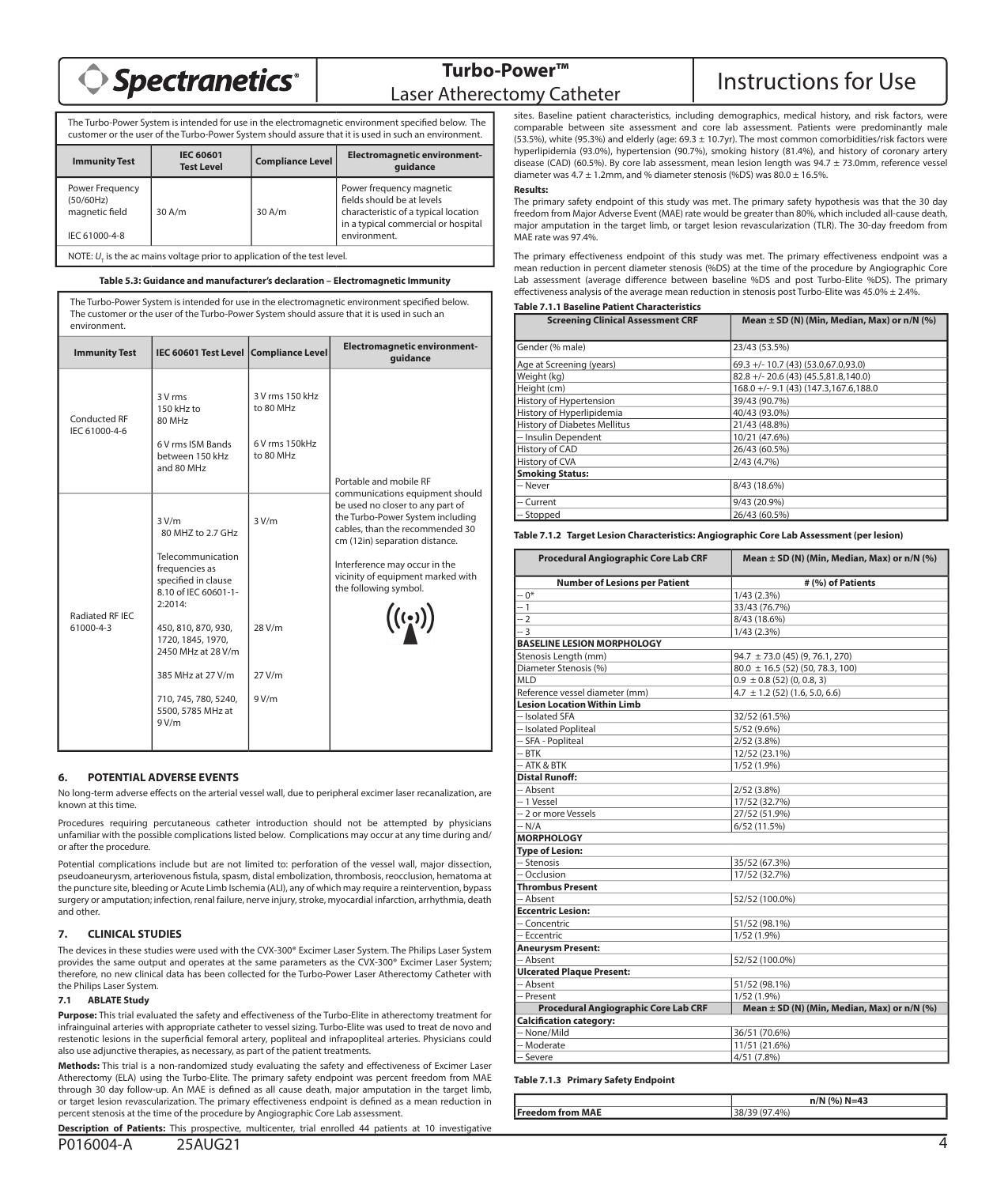The Turbo-Power System is intended for use in the electromagnetic environment specified below. The customer or the user of the Turbo-Power System should assure that it is used in such an environment.

| Immunity Test | IEC 60601 Test Level | Compliance Level | Electromagnetic environment-guidance |
|---|---|---|---|
| Power Frequency (50/60Hz) magnetic field<br>IEC 61000-4-8 | 30 A/m | 30 A/m | Power frequency magnetic fields should be at levels characteristic of a typical location in a typical commercial or hospital environment. |

NOTE: $U_T$ is the ac mains voltage prior to application of the test level.

**Table 5.3: Guidance and manufacturer's declaration – Electromagnetic Immunity**

The Turbo-Power System is intended for use in the electromagnetic environment specified below. The customer or the user of the Turbo-Power System should assure that it is used in such an environment.

| Immunity Test | IEC 60601 Test Level | Compliance Level | Electromagnetic environment-guidance |
|---|---|---|---|
| Conducted RF IEC 61000-4-6 | 3 V rms 150 kHz to 80 MHz<br>6 V rms ISM Bands between 150 kHz and 80 MHz | 3 V rms 150 kHz to 80 MHz<br>6 V rms 150kHz to 80 MHz | Portable and mobile RF communications equipment should be used no closer to any part of the Turbo-Power System including cables, than the recommended 30 cm (12in) separation distance.<br>Interference may occur in the vicinity of equipment marked with the following symbol. |
| Radiated RF IEC 61000-4-3 | 3 V/m 80 MHZ to 2.7 GHz<br>Telecommunication frequencies as specified in clause 8.10 of IEC 60601-1-2:2014:<br>450, 810, 870, 930, 1720, 1845, 1970, 2450 MHz at 28 V/m<br>385 MHz at 27 V/m<br>710, 745, 780, 5240, 5500, 5785 MHz at 9 V/m | 3 V/m<br>28 V/m<br>27 V/m<br>9 V/m | |

## 6. POTENTIAL ADVERSE EVENTS

No long-term adverse effects on the arterial vessel wall, due to peripheral excimer laser recanalization, are known at this time.

Procedures requiring percutaneous catheter introduction should not be attempted by physicians unfamiliar with the possible complications listed below. Complications may occur at any time during and/or after the procedure.

Potential complications include but are not limited to: perforation of the vessel wall, major dissection, pseudoaneurysm, arteriovenous fistula, spasm, distal embolization, thrombosis, reocclusion, hematoma at the puncture site, bleeding or Acute Limb Ischemia (ALI), any of which may require a reintervention, bypass surgery or amputation; infection, renal failure, nerve injury, stroke, myocardial infarction, arrhythmia, death and other.

## 7. CLINICAL STUDIES

The devices in these studies were used with the CVX-300® Excimer Laser System. The Philips Laser System provides the same output and operates at the same parameters as the CVX-300® Excimer Laser System; therefore, no new clinical data has been collected for the Turbo-Power Laser Atherectomy Catheter with the Philips Laser System.

### 7.1 ABLATE Study

**Purpose:** This trial evaluated the safety and effectiveness of the Turbo-Elite in atherectomy treatment for infrainguinal arteries with appropriate catheter to vessel sizing. Turbo-Elite was used to treat de novo and restenotic lesions in the superficial femoral artery, popliteal and infrapopliteal arteries. Physicians could also use adjunctive therapies, as necessary, as part of the patient treatments.

**Methods:** This trial is a non-randomized study evaluating the safety and effectiveness of Excimer Laser Atherectomy (ELA) using the Turbo-Elite. The primary safety endpoint was percent freedom from MAE through 30 day follow-up. An MAE is defined as all cause death, major amputation in the target limb, or target lesion revascularization. The primary effectiveness endpoint is defined as a mean reduction in percent stenosis at the time of the procedure by Angiographic Core Lab assessment.

**Description of Patients:** This prospective, multicenter, trial enrolled 44 patients at 10 investigative sites. Baseline patient characteristics, including demographics, medical history, and risk factors, were comparable between site assessment and core lab assessment. Patients were predominantly male (53.5%), white (95.3%) and elderly (age: 69.3 ± 10.7yr). The most common comorbidities/risk factors were hyperlipidemia (93.0%), hypertension (90.7%), smoking history (81.4%), and history of coronary artery disease (CAD) (60.5%). By core lab assessment, mean lesion length was 94.7 ± 73.0mm, reference vessel diameter was 4.7 ± 1.2mm, and % diameter stenosis (%DS) was 80.0 ± 16.5%.

**Results:**

The primary safety endpoint of this study was met. The primary safety hypothesis was that the 30 day freedom from Major Adverse Event (MAE) rate would be greater than 80%, which included all-cause death, major amputation in the target limb, or target lesion revascularization (TLR). The 30-day freedom from MAE rate was 97.4%.

The primary effectiveness endpoint of this study was met. The primary effectiveness endpoint was a mean reduction in percent diameter stenosis (%DS) at the time of the procedure by Angiographic Core Lab assessment (average difference between baseline %DS and post Turbo-Elite %DS). The primary effectiveness analysis of the average mean reduction in stenosis post Turbo-Elite was 45.0% ± 2.4%.

**Table 7.1.1 Baseline Patient Characteristics**

| Screening Clinical Assessment CRF | Mean ± SD (N) (Min, Median, Max) or n/N (%) |
|---|---|
| Gender (% male) | 23/43 (53.5%) |
| Age at Screening (years) | 69.3 +/- 10.7 (43) (53.0,67.0,93.0) |
| Weight (kg) | 82.8 +/- 20.6 (43) (45.5,81.8,140.0) |
| Height (cm) | 168.0 +/- 9.1 (43) (147.3,167.6,188.0 |
| History of Hypertension | 39/43 (90.7%) |
| History of Hyperlipidemia | 40/43 (93.0%) |
| History of Diabetes Mellitus | 21/43 (48.8%) |
| -- Insulin Dependent | 10/21 (47.6%) |
| History of CAD | 26/43 (60.5%) |
| History of CVA | 2/43 (4.7%) |
| **Smoking Status:** | |
| -- Never | 8/43 (18.6%) |
| -- Current | 9/43 (20.9%) |
| -- Stopped | 26/43 (60.5%) |

**Table 7.1.2 Target Lesion Characteristics: Angiographic Core Lab Assessment (per lesion)**

| Procedural Angiographic Core Lab CRF | Mean ± SD (N) (Min, Median, Max) or n/N (%) |
|---|---|
| **Number of Lesions per Patient** | **# (%) of Patients** |
| -- 0* | 1/43 (2.3%) |
| -- 1 | 33/43 (76.7%) |
| -- 2 | 8/43 (18.6%) |
| -- 3 | 1/43 (2.3%) |
| **BASELINE LESION MORPHOLOGY** | |
| Stenosis Length (mm) | 94.7 ± 73.0 (45) (9, 76.1, 270) |
| Diameter Stenosis (%) | 80.0 ± 16.5 (52) (50, 78.3, 100) |
| MLD | 0.9 ± 0.8 (52) (0, 0.8, 3) |
| Reference vessel diameter (mm) | 4.7 ± 1.2 (52) (1.6, 5.0, 6.6) |
| **Lesion Location Within Limb** | |
| -- Isolated SFA | 32/52 (61.5%) |
| -- Isolated Popliteal | 5/52 (9.6%) |
| -- SFA - Popliteal | 2/52 (3.8%) |
| -- BTK | 12/52 (23.1%) |
| -- ATK & BTK | 1/52 (1.9%) |
| **Distal Runoff:** | |
| -- Absent | 2/52 (3.8%) |
| -- 1 Vessel | 17/52 (32.7%) |
| -- 2 or more Vessels | 27/52 (51.9%) |
| -- N/A | 6/52 (11.5%) |
| **MORPHOLOGY** | |
| **Type of Lesion:** | |
| -- Stenosis | 35/52 (67.3%) |
| -- Occlusion | 17/52 (32.7%) |
| **Thrombus Present** | |
| -- Absent | 52/52 (100.0%) |
| **Eccentric Lesion:** | |
| -- Concentric | 51/52 (98.1%) |
| -- Eccentric | 1/52 (1.9%) |
| **Aneurysm Present:** | |
| -- Absent | 52/52 (100.0%) |
| **Ulcerated Plaque Present:** | |
| -- Absent | 51/52 (98.1%) |
| -- Present | 1/52 (1.9%) |
| **Procedural Angiographic Core Lab CRF** | **Mean ± SD (N) (Min, Median, Max) or n/N (%)** |
| **Calcification category:** | |
| -- None/Mild | 36/51 (70.6%) |
| -- Moderate | 11/51 (21.6%) |
| -- Severe | 4/51 (7.8%) |

**Table 7.1.3 Primary Safety Endpoint**

| | n/N (%) N=43 |
|---|---|
| **Freedom from MAE** | 38/39 (97.4%) |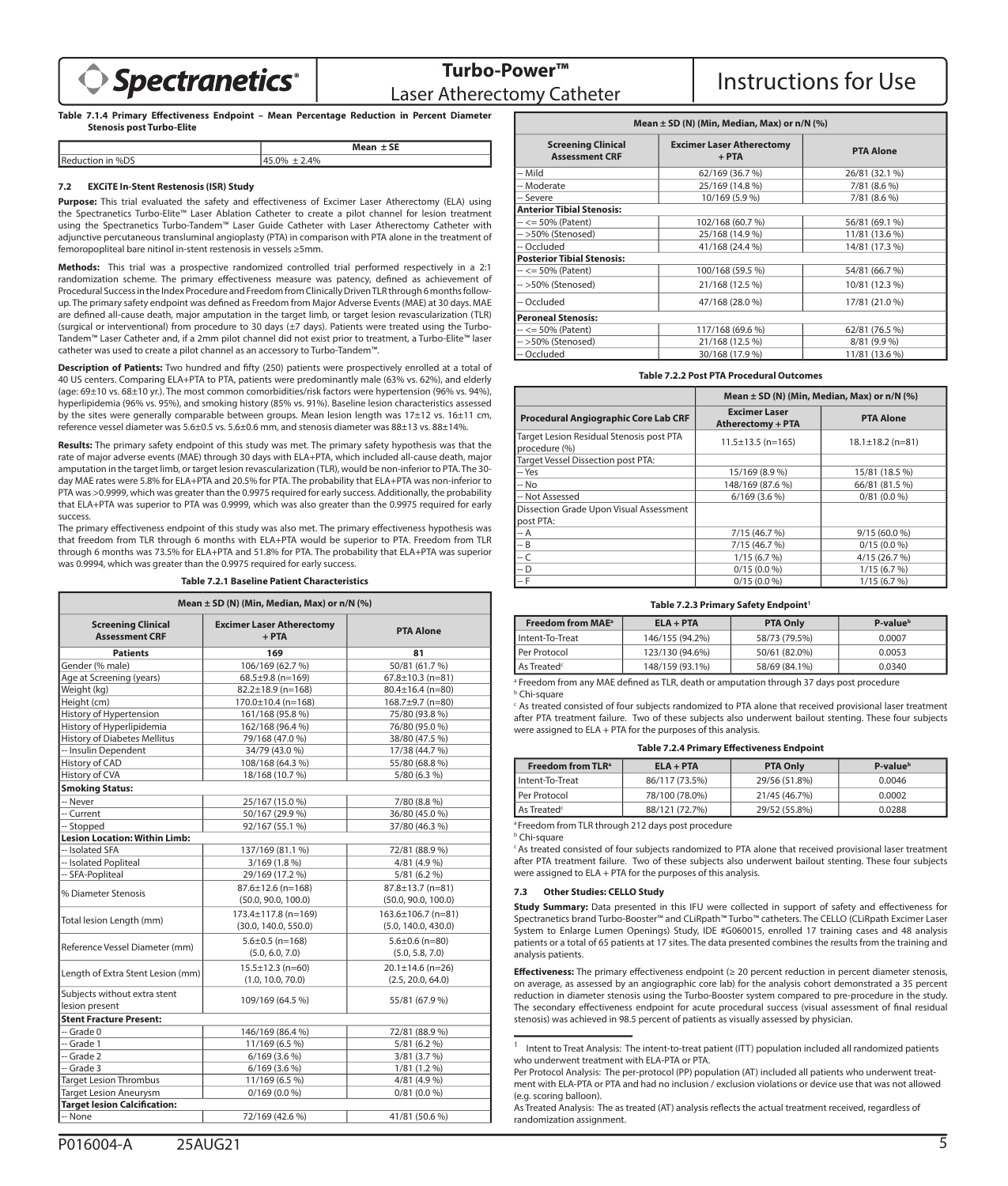**Table 7.1.4 Primary Effectiveness Endpoint – Mean Percentage Reduction in Percent Diameter Stenosis post Turbo-Elite**

| | Mean ± SE |
|---|---|
| Reduction in %DS | 45.0% ± 2.4% |

### 7.2 EXCiTE In-Stent Restenosis (ISR) Study

**Purpose:** This trial evaluated the safety and effectiveness of Excimer Laser Atherectomy (ELA) using the Spectranetics Turbo-Elite™ Laser Ablation Catheter to create a pilot channel for lesion treatment using the Spectranetics Turbo-Tandem™ Laser Guide Catheter with Laser Atherectomy Catheter with adjunctive percutaneous transluminal angioplasty (PTA) in comparison with PTA alone in the treatment of femoropopliteal bare nitinol in-stent restenosis in vessels ≥5mm.

**Methods:** This trial was a prospective randomized controlled trial performed respectively in a 2:1 randomization scheme. The primary effectiveness measure was patency, defined as achievement of Procedural Success in the Index Procedure and Freedom from Clinically Driven TLR through 6 months follow-up. The primary safety endpoint was defined as Freedom from Major Adverse Events (MAE) at 30 days. MAE are defined all-cause death, major amputation in the target limb, or target lesion revascularization (TLR) (surgical or interventional) from procedure to 30 days (±7 days). Patients were treated using the Turbo-Tandem™ Laser Catheter and, if a 2mm pilot channel did not exist prior to treatment, a Turbo-Elite™ laser catheter was used to create a pilot channel as an accessory to Turbo-Tandem™.

**Description of Patients:** Two hundred and fifty (250) patients were prospectively enrolled at a total of 40 US centers. Comparing ELA+PTA to PTA, patients were predominantly male (63% vs. 62%), and elderly (age: 69±10 vs. 68±10 yr.). The most common comorbidities/risk factors were hypertension (96% vs. 94%), hyperlipidemia (96% vs. 95%), and smoking history (85% vs. 91%). Baseline lesion characteristics assessed by the sites were generally comparable between groups. Mean lesion length was 17±12 vs. 16±11 cm, reference vessel diameter was 5.6±0.5 vs. 5.6±0.6 mm, and stenosis diameter was 88±13 vs. 88±14%.

**Results:** The primary safety endpoint of this study was met. The primary safety hypothesis was that the rate of major adverse events (MAE) through 30 days with ELA+PTA, which included all-cause death, major amputation in the target limb, or target lesion revascularization (TLR), would be non-inferior to PTA. The 30-day MAE rates were 5.8% for ELA+PTA and 20.5% for PTA. The probability that ELA+PTA was non-inferior to PTA was >0.9999, which was greater than the 0.9975 required for early success. Additionally, the probability that ELA+PTA was superior to PTA was 0.9999, which was also greater than the 0.9975 required for early success.

The primary effectiveness endpoint of this study was also met. The primary effectiveness hypothesis was that freedom from TLR through 6 months with ELA+PTA would be superior to PTA. Freedom from TLR through 6 months was 73.5% for ELA+PTA and 51.8% for PTA. The probability that ELA+PTA was superior was 0.9994, which was greater than the 0.9975 required for early success.

**Table 7.2.1 Baseline Patient Characteristics**

| Mean ± SD (N) (Min, Median, Max) or n/N (%) | | |
|---|---|---|
| **Screening Clinical Assessment CRF** | **Excimer Laser Atherectomy + PTA** | **PTA Alone** |
| **Patients** | **169** | **81** |
| Gender (% male) | 106/169 (62.7 %) | 50/81 (61.7 %) |
| Age at Screening (years) | 68.5±9.8 (n=169) | 67.8±10.3 (n=81) |
| Weight (kg) | 82.2±18.9 (n=168) | 80.4±16.4 (n=80) |
| Height (cm) | 170.0±10.4 (n=168) | 168.7±9.7 (n=80) |
| History of Hypertension | 161/168 (95.8 %) | 75/80 (93.8 %) |
| History of Hyperlipidemia | 162/168 (96.4 %) | 76/80 (95.0 %) |
| History of Diabetes Mellitus | 79/168 (47.0 %) | 38/80 (47.5 %) |
| -- Insulin Dependent | 34/79 (43.0 %) | 17/38 (44.7 %) |
| History of CAD | 108/168 (64.3 %) | 55/80 (68.8 %) |
| History of CVA | 18/168 (10.7 %) | 5/80 (6.3 %) |
| **Smoking Status:** | | |
| -- Never | 25/167 (15.0 %) | 7/80 (8.8 %) |
| -- Current | 50/167 (29.9 %) | 36/80 (45.0 %) |
| -- Stopped | 92/167 (55.1 %) | 37/80 (46.3 %) |
| **Lesion Location: Within Limb:** | | |
| -- Isolated SFA | 137/169 (81.1 %) | 72/81 (88.9 %) |
| -- Isolated Popliteal | 3/169 (1.8 %) | 4/81 (4.9 %) |
| -- SFA-Popliteal | 29/169 (17.2 %) | 5/81 (6.2 %) |
| % Diameter Stenosis | 87.6±12.6 (n=168) (50.0, 90.0, 100.0) | 87.8±13.7 (n=81) (50.0, 90.0, 100.0) |
| Total lesion Length (mm) | 173.4±117.8 (n=169) (30.0, 140.0, 550.0) | 163.6±106.7 (n=81) (5.0, 140.0, 430.0) |
| Reference Vessel Diameter (mm) | 5.6±0.5 (n=168) (5.0, 6.0, 7.0) | 5.6±0.6 (n=80) (5.0, 5.8, 7.0) |
| Length of Extra Stent Lesion (mm) | 15.5±12.3 (n=60) (1.0, 10.0, 70.0) | 20.1±14.6 (n=26) (2.5, 20.0, 64.0) |
| Subjects without extra stent lesion present | 109/169 (64.5 %) | 55/81 (67.9 %) |
| **Stent Fracture Present:** | | |
| -- Grade 0 | 146/169 (86.4 %) | 72/81 (88.9 %) |
| -- Grade 1 | 11/169 (6.5 %) | 5/81 (6.2 %) |
| -- Grade 2 | 6/169 (3.6 %) | 3/81 (3.7 %) |
| -- Grade 3 | 6/169 (3.6 %) | 1/81 (1.2 %) |
| Target Lesion Thrombus | 11/169 (6.5 %) | 4/81 (4.9 %) |
| Target Lesion Aneurysm | 0/169 (0.0 %) | 0/81 (0.0 %) |
| **Target lesion Calcification:** | | |
| -- None | 72/169 (42.6 %) | 41/81 (50.6 %) |
| -- Mild | 62/169 (36.7 %) | 26/81 (32.1 %) |
| -- Moderate | 25/169 (14.8 %) | 7/81 (8.6 %) |
| -- Severe | 10/169 (5.9 %) | 7/81 (8.6 %) |
| **Anterior Tibial Stenosis:** | | |
| -- <= 50% (Patent) | 102/168 (60.7 %) | 56/81 (69.1 %) |
| -- >50% (Stenosed) | 25/168 (14.9 %) | 11/81 (13.6 %) |
| -- Occluded | 41/168 (24.4 %) | 14/81 (17.3 %) |
| **Posterior Tibial Stenosis:** | | |
| -- <= 50% (Patent) | 100/168 (59.5 %) | 54/81 (66.7 %) |
| -- >50% (Stenosed) | 21/168 (12.5 %) | 10/81 (12.3 %) |
| -- Occluded | 47/168 (28.0 %) | 17/81 (21.0 %) |
| **Peroneal Stenosis:** | | |
| -- <= 50% (Patent) | 117/168 (69.6 %) | 62/81 (76.5 %) |
| -- >50% (Stenosed) | 21/168 (12.5 %) | 8/81 (9.9 %) |
| -- Occluded | 30/168 (17.9 %) | 11/81 (13.6 %) |

**Table 7.2.2 Post PTA Procedural Outcomes**

| | Mean ± SD (N) (Min, Median, Max) or n/N (%) | |
|---|---|---|
| **Procedural Angiographic Core Lab CRF** | **Excimer Laser Atherectomy + PTA** | **PTA Alone** |
| Target Lesion Residual Stenosis post PTA procedure (%) | 11.5±13.5 (n=165) | 18.1±18.2 (n=81) |
| Target Vessel Dissection post PTA: | | |
| -- Yes | 15/169 (8.9 %) | 15/81 (18.5 %) |
| -- No | 148/169 (87.6 %) | 66/81 (81.5 %) |
| -- Not Assessed | 6/169 (3.6 %) | 0/81 (0.0 %) |
| Dissection Grade Upon Visual Assessment post PTA: | | |
| -- A | 7/15 (46.7 %) | 9/15 (60.0 %) |
| -- B | 7/15 (46.7 %) | 0/15 (0.0 %) |
| -- C | 1/15 (6.7 %) | 4/15 (26.7 %) |
| -- D | 0/15 (0.0 %) | 1/15 (6.7 %) |
| -- F | 0/15 (0.0 %) | 1/15 (6.7 %) |

**Table 7.2.3 Primary Safety Endpoint[1]**

| Freedom from MAE[a] | ELA + PTA | PTA Only | P-value[b] |
|---|---|---|---|
| Intent-To-Treat | 146/155 (94.2%) | 58/73 (79.5%) | 0.0007 |
| Per Protocol | 123/130 (94.6%) | 50/61 (82.0%) | 0.0053 |
| As Treated[c] | 148/159 (93.1%) | 58/69 (84.1%) | 0.0340 |

[a] Freedom from any MAE defined as TLR, death or amputation through 37 days post procedure

[b] Chi-square

[c] As treated consisted of four subjects randomized to PTA alone that received provisional laser treatment after PTA treatment failure. Two of these subjects also underwent bailout stenting. These four subjects were assigned to ELA + PTA for the purposes of this analysis.

**Table 7.2.4 Primary Effectiveness Endpoint**

| Freedom from TLR[a] | ELA + PTA | PTA Only | P-value[b] |
|---|---|---|---|
| Intent-To-Treat | 86/117 (73.5%) | 29/56 (51.8%) | 0.0046 |
| Per Protocol | 78/100 (78.0%) | 21/45 (46.7%) | 0.0002 |
| As Treated[c] | 88/121 (72.7%) | 29/52 (55.8%) | 0.0288 |

[a] Freedom from TLR through 212 days post procedure

[b] Chi-square

[c] As treated consisted of four subjects randomized to PTA alone that received provisional laser treatment after PTA treatment failure. Two of these subjects also underwent bailout stenting. These four subjects were assigned to ELA + PTA for the purposes of this analysis.

### 7.3 Other Studies: CELLO Study

**Study Summary:** Data presented in this IFU were collected in support of safety and effectiveness for Spectranetics brand Turbo-Booster™ and CLiRpath™ Turbo™ catheters. The CELLO (CLiRpath Excimer Laser System to Enlarge Lumen Openings) Study, IDE #G060015, enrolled 17 training cases and 48 analysis patients or a total of 65 patients at 17 sites. The data presented combines the results from the training and analysis patients.

**Effectiveness:** The primary effectiveness endpoint (≥ 20 percent reduction in percent diameter stenosis, on average, as assessed by an angiographic core lab) for the analysis cohort demonstrated a 35 percent reduction in diameter stenosis using the Turbo-Booster system compared to pre-procedure in the study. The secondary effectiveness endpoint for acute procedural success (visual assessment of final residual stenosis) was achieved in 98.5 percent of patients as visually assessed by physician.

[1] Intent to Treat Analysis: The intent-to-treat population included all randomized patients who underwent treatment with ELA-PTA or PTA.

Per Protocol Analysis: The per-protocol (PP) population (AT) included all patients who underwent treatment with ELA-PTA or PTA and had no inclusion / exclusion violations or device use that was not allowed (e.g. scoring balloon).

As Treated Analysis: The as treated (AT) analysis reflects the actual treatment received, regardless of randomization assignment.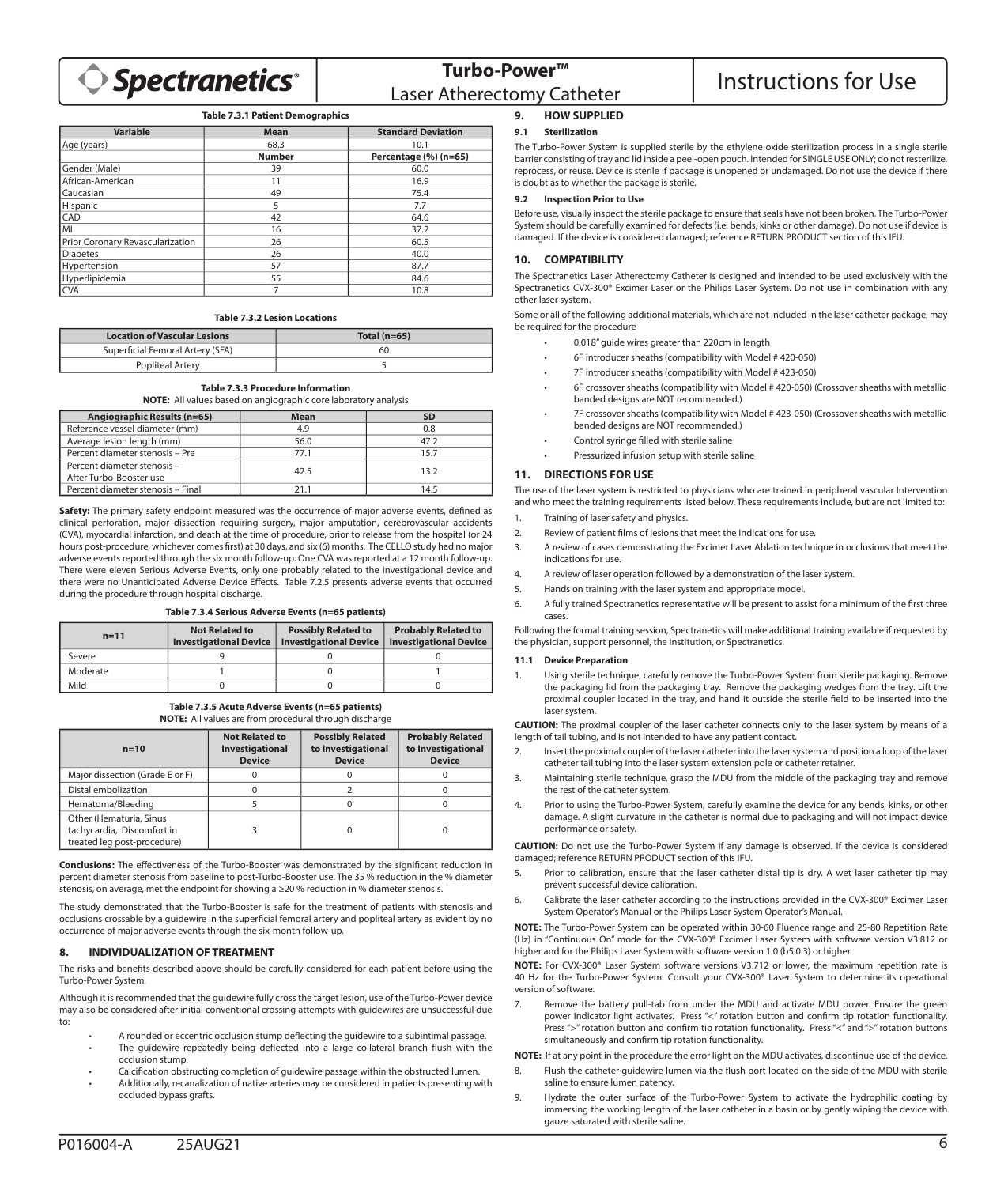**Table 7.3.1 Patient Demographics**

| Variable | Mean | Standard Deviation |
|---|---|---|
| Age (years) | 68.3 | 10.1 |
| | **Number** | **Percentage (%) (n=65)** |
| Gender (Male) | 39 | 60.0 |
| African-American | 11 | 16.9 |
| Caucasian | 49 | 75.4 |
| Hispanic | 5 | 7.7 |
| CAD | 42 | 64.6 |
| MI | 16 | 37.2 |
| Prior Coronary Revascularization | 26 | 60.5 |
| Diabetes | 26 | 40.0 |
| Hypertension | 57 | 87.7 |
| Hyperlipidemia | 55 | 84.6 |
| CVA | 7 | 10.8 |

**Table 7.3.2 Lesion Locations**

| Location of Vascular Lesions | Total (n=65) |
|---|---|
| Superficial Femoral Artery (SFA) | 60 |
| Popliteal Artery | 5 |

**Table 7.3.3 Procedure Information**

**NOTE:** All values based on angiographic core laboratory analysis

| Angiographic Results (n=65) | Mean | SD |
|---|---|---|
| Reference vessel diameter (mm) | 4.9 | 0.8 |
| Average lesion length (mm) | 56.0 | 47.2 |
| Percent diameter stenosis – Pre | 77.1 | 15.7 |
| Percent diameter stenosis – After Turbo-Booster use | 42.5 | 13.2 |
| Percent diameter stenosis – Final | 21.1 | 14.5 |

**Safety:** The primary safety endpoint measured was the occurrence of major adverse events, defined as clinical perforation, major dissection requiring surgery, major amputation, cerebrovascular accidents (CVA), myocardial infarction, and death at the time of procedure, prior to release from the hospital (or 24 hours post-procedure, whichever comes first) at 30 days, and six (6) months. The CELLO study had no major adverse events reported through the six month follow-up. One CVA was reported at a 12 month follow-up. There were eleven Serious Adverse Events, only one probably related to the investigational device and there were no Unanticipated Adverse Device Effects. Table 7.2.5 presents adverse events that occurred during the procedure through hospital discharge.

**Table 7.3.4 Serious Adverse Events (n=65 patients)**

| n=11 | Not Related to Investigational Device | Possibly Related to Investigational Device | Probably Related to Investigational Device |
|---|---|---|---|
| Severe | 9 | 0 | 0 |
| Moderate | 1 | 0 | 1 |
| Mild | 0 | 0 | 0 |

**Table 7.3.5 Acute Adverse Events (n=65 patients)**

**NOTE:** All values are from procedural through discharge

| n=10 | Not Related to Investigational Device | Possibly Related to Investigational Device | Probably Related to Investigational Device |
|---|---|---|---|
| Major dissection (Grade E or F) | 0 | 0 | 0 |
| Distal embolization | 0 | 2 | 0 |
| Hematoma/Bleeding | 5 | 0 | 0 |
| Other (Hematuria, Sinus tachycardia, Discomfort in treated leg post-procedure) | 3 | 0 | 0 |

**Conclusions:** The effectiveness of the Turbo-Booster was demonstrated by the significant reduction in percent diameter stenosis from baseline to post-Turbo-Booster use. The 35 % reduction in the % diameter stenosis, on average, met the endpoint for showing a ≥20 % reduction in % diameter stenosis.

The study demonstrated that the Turbo-Booster is safe for the treatment of patients with stenosis and occlusions crossable by a guidewire in the superficial femoral artery and popliteal artery as evident by no occurrence of major adverse events through the six-month follow-up.

## 8. INDIVIDUALIZATION OF TREATMENT

The risks and benefits described above should be carefully considered for each patient before using the Turbo-Power System.

Although it is recommended that the guidewire fully cross the target lesion, use of the Turbo-Power device may also be considered after initial conventional crossing attempts with guidewires are unsuccessful due to:

- A rounded or eccentric occlusion stump deflecting the guidewire to a subintimal passage.
- The guidewire repeatedly being deflected into a large collateral branch flush with the occlusion stump.
- Calcification obstructing completion of guidewire passage within the obstructed lumen.
- Additionally, recanalization of native arteries may be considered in patients presenting with occluded bypass grafts.

## 9. HOW SUPPLIED

### 9.1 Sterilization

The Turbo-Power System is supplied sterile by the ethylene oxide sterilization process in a single sterile barrier consisting of tray and lid inside a peel-open pouch. Intended for SINGLE USE ONLY; do not resterilize, reprocess, or reuse. Device is sterile if package is unopened or undamaged. Do not use the device if there is doubt as to whether the package is sterile.

### 9.2 Inspection Prior to Use

Before use, visually inspect the sterile package to ensure that seals have not been broken. The Turbo-Power System should be carefully examined for defects (i.e. bends, kinks or other damage). Do not use if device is damaged. If the device is considered damaged; reference RETURN PRODUCT section of this IFU.

## 10. COMPATIBILITY

The Spectranetics Laser Atherectomy Catheter is designed and intended to be used exclusively with the Spectranetics CVX-300® Excimer Laser or the Philips Laser System. Do not use in combination with any other laser system.

Some or all of the following additional materials, which are not included in the laser catheter package, may be required for the procedure

- 0.018" guide wires greater than 220cm in length
- 6F introducer sheaths (compatibility with Model # 420-050)
- 7F introducer sheaths (compatibility with Model # 423-050)
- 6F crossover sheaths (compatibility with Model # 420-050) (Crossover sheaths with metallic banded designs are NOT recommended.)
- 7F crossover sheaths (compatibility with Model # 423-050) (Crossover sheaths with metallic banded designs are NOT recommended.)
- Control syringe filled with sterile saline
- Pressurized infusion setup with sterile saline

## 11. DIRECTIONS FOR USE

The use of the laser system is restricted to physicians who are trained in peripheral vascular Intervention and who meet the training requirements listed below. These requirements include, but are not limited to:

1. Training of laser safety and physics.
2. Review of patient films of lesions that meet the Indications for use.
3. A review of cases demonstrating the Excimer Laser Ablation technique in occlusions that meet the indications for use.
4. A review of laser operation followed by a demonstration of the laser system.
5. Hands on training with the laser system and appropriate model.
6. A fully trained Spectranetics representative will be present to assist for a minimum of the first three cases.

Following the formal training session, Spectranetics will make additional training available if requested by the physician, support personnel, the institution, or Spectranetics.

### 11.1 Device Preparation

1. Using sterile technique, carefully remove the Turbo-Power System from sterile packaging. Remove the packaging lid from the packaging tray. Remove the packaging wedges from the tray. Lift the proximal coupler located in the tray, and hand it outside the sterile field to be inserted into the laser system.

**CAUTION:** The proximal coupler of the laser catheter connects only to the laser system by means of a length of tail tubing, and is not intended to have any patient contact.

2. Insert the proximal coupler of the laser catheter into the laser system and position a loop of the laser catheter tail tubing into the laser system extension pole or catheter retainer.
3. Maintaining sterile technique, grasp the MDU from the middle of the packaging tray and remove the rest of the catheter system.
4. Prior to using the Turbo-Power System, carefully examine the device for any bends, kinks, or other damage. A slight curvature in the catheter is normal due to packaging and will not impact device performance or safety.

**CAUTION:** Do not use the Turbo-Power System if any damage is observed. If the device is considered damaged; reference RETURN PRODUCT section of this IFU.

5. Prior to calibration, ensure that the laser catheter distal tip is dry. A wet laser catheter tip may prevent successful device calibration.
6. Calibrate the laser catheter according to the instructions provided in the CVX-300® Excimer Laser System Operator's Manual or the Philips Laser System Operator's Manual.

**NOTE:** The Turbo-Power System can be operated within 30-60 Fluence range and 25-80 Repetition Rate (Hz) in "Continuous On" mode for the CVX-300® Excimer Laser System with software version V3.812 or higher and for the Philips Laser System with software version 1.0 (b5.0.3) or higher.

**NOTE:** For CVX-300® Laser System software versions V3.712 or lower, the maximum repetition rate is 40 Hz for the Turbo-Power System. Consult your CVX-300® Laser System to determine its operational version of software.

7. Remove the battery pull-tab from under the MDU and activate MDU power. Ensure the green power indicator light activates. Press "<" rotation button and confirm tip rotation functionality. Press ">" rotation button and confirm tip rotation functionality. Press "<" and ">" rotation buttons simultaneously and confirm tip rotation functionality.

**NOTE:** If at any point in the procedure the error light on the MDU activates, discontinue use of the device.

8. Flush the catheter guidewire lumen via the flush port located on the side of the MDU with sterile saline to ensure lumen patency.
9. Hydrate the outer surface of the Turbo-Power System to activate the hydrophilic coating by immersing the working length of the laser catheter in a basin or by gently wiping the device with gauze saturated with sterile saline.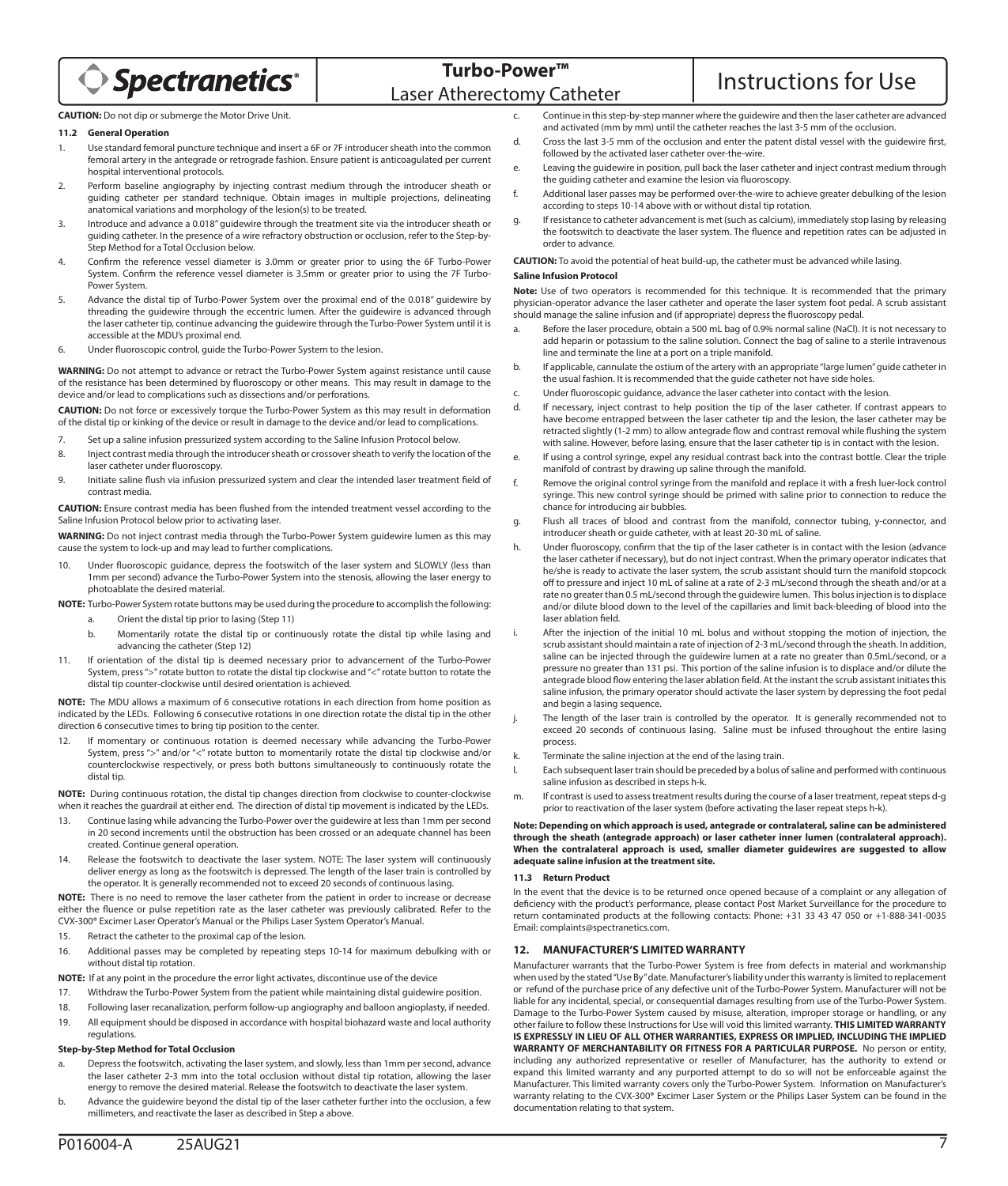**CAUTION:** Do not dip or submerge the Motor Drive Unit.

### 11.2 General Operation

1. Use standard femoral puncture technique and insert a 6F or 7F introducer sheath into the common femoral artery in the antegrade or retrograde fashion. Ensure patient is anticoagulated per current hospital interventional protocols.
2. Perform baseline angiography by injecting contrast medium through the introducer sheath or guiding catheter per standard technique. Obtain images in multiple projections, delineating anatomical variations and morphology of the lesion(s) to be treated.
3. Introduce and advance a 0.018" guidewire through the treatment site via the introducer sheath or guiding catheter. In the presence of a wire refractory obstruction or occlusion, refer to the Step-by-Step Method for a Total Occlusion below.
4. Confirm the reference vessel diameter is 3.0mm or greater prior to using the 6F Turbo-Power System. Confirm the reference vessel diameter is 3.5mm or greater prior to using the 7F Turbo-Power System.
5. Advance the distal tip of Turbo-Power System over the proximal end of the 0.018" guidewire by threading the guidewire through the eccentric lumen. After the guidewire is advanced through the laser catheter tip, continue advancing the guidewire through the Turbo-Power System until it is accessible at the MDU's proximal end.
6. Under fluoroscopic control, guide the Turbo-Power System to the lesion.

**WARNING:** Do not attempt to advance or retract the Turbo-Power System against resistance until cause of the resistance has been determined by fluoroscopy or other means. This may result in damage to the device and/or lead to complications such as dissections and/or perforations.

**CAUTION:** Do not force or excessively torque the Turbo-Power System as this may result in deformation of the distal tip or kinking of the device or result in damage to the device and/or lead to complications.

7. Set up a saline infusion pressurized system according to the Saline Infusion Protocol below.
8. Inject contrast media through the introducer sheath or crossover sheath to verify the location of the laser catheter under fluoroscopy.
9. Initiate saline flush via infusion pressurized system and clear the intended laser treatment field of contrast media.

**CAUTION:** Ensure contrast media has been flushed from the intended treatment vessel according to the Saline Infusion Protocol below prior to activating laser.

**WARNING:** Do not inject contrast media through the Turbo-Power System guidewire lumen as this may cause the system to lock-up and may lead to further complications.

10. Under fluoroscopic guidance, depress the footswitch of the laser system and SLOWLY (less than 1mm per second) advance the Turbo-Power System into the stenosis, allowing the laser energy to photoablate the desired material.

**NOTE:** Turbo-Power System rotate buttons may be used during the procedure to accomplish the following:

   a. Orient the distal tip prior to lasing (Step 11)
   b. Momentarily rotate the distal tip or continuously rotate the distal tip while lasing and advancing the catheter (Step 12)

11. If orientation of the distal tip is deemed necessary prior to advancement of the Turbo-Power System, press ">" rotate button to rotate the distal tip clockwise and "<" rotate button to rotate the distal tip counter-clockwise until desired orientation is achieved.

**NOTE:** The MDU allows a maximum of 6 consecutive rotations in each direction from home position as indicated by the LEDs. Following 6 consecutive rotations in one direction rotate the distal tip in the other direction 6 consecutive times to bring tip position to the center.

12. If momentary or continuous rotation is deemed necessary while advancing the Turbo-Power System, press ">" and/or "<" rotate button to momentarily rotate the distal tip clockwise and/or counterclockwise respectively, or press both buttons simultaneously to continuously rotate the distal tip.

**NOTE:** During continuous rotation, the distal tip changes direction from clockwise to counter-clockwise when it reaches the guardrail at either end. The direction of distal tip movement is indicated by the LEDs.

13. Continue lasing while advancing the Turbo-Power over the guidewire at less than 1mm per second in 20 second increments until the obstruction has been crossed or an adequate channel has been created. Continue general operation.
14. Release the footswitch to deactivate the laser system. NOTE: The laser system will continuously deliver energy as long as the footswitch is depressed. The length of the laser train is controlled by the operator. It is generally recommended not to exceed 20 seconds of continuous lasing.

**NOTE:** There is no need to remove the laser catheter from the patient in order to increase or decrease either the fluence or pulse repetition rate as the laser catheter was previously calibrated. Refer to the CVX-300® Excimer Laser Operator's Manual or the Philips Laser System Operator's Manual.

15. Retract the catheter to the proximal cap of the lesion.
16. Additional passes may be completed by repeating steps 10-14 for maximum debulking with or without distal tip rotation.

**NOTE:** If at any point in the procedure the error light activates, discontinue use of the device

17. Withdraw the Turbo-Power System from the patient while maintaining distal guidewire position.
18. Following laser recanalization, perform follow-up angiography and balloon angioplasty, if needed.
19. All equipment should be disposed in accordance with hospital biohazard waste and local authority regulations.

**Step-by-Step Method for Total Occlusion**

a. Depress the footswitch, activating the laser system, and slowly, less than 1mm per second, advance the laser catheter 2-3 mm into the total occlusion without distal tip rotation, allowing the laser energy to remove the desired material. Release the footswitch to deactivate the laser system.
b. Advance the guidewire beyond the distal tip of the laser catheter further into the occlusion, a few millimeters, and reactivate the laser as described in Step a above.
c. Continue in this step-by-step manner where the guidewire and then the laser catheter are advanced and activated (mm by mm) until the catheter reaches the last 3-5 mm of the occlusion.
d. Cross the last 3-5 mm of the occlusion and enter the patent distal vessel with the guidewire first, followed by the activated laser catheter over-the-wire.
e. Leaving the guidewire in position, pull back the laser catheter and inject contrast medium through the guiding catheter and examine the lesion via fluoroscopy.
f. Additional laser passes may be performed over-the-wire to achieve greater debulking of the lesion according to steps 10-14 above with or without distal tip rotation.
g. If resistance to catheter advancement is met (such as calcium), immediately stop lasing by releasing the footswitch to deactivate the laser system. The fluence and repetition rates can be adjusted in order to advance.

**CAUTION:** To avoid the potential of heat build-up, the catheter must be advanced while lasing.

**Saline Infusion Protocol**

**Note:** Use of two operators is recommended for this technique. It is recommended that the primary physician-operator advance the laser catheter and operate the laser system foot pedal. A scrub assistant should manage the saline infusion and (if appropriate) depress the fluoroscopy pedal.

a. Before the laser procedure, obtain a 500 mL bag of 0.9% normal saline (NaCl). It is not necessary to add heparin or potassium to the saline solution. Connect the bag of saline to a sterile intravenous line and terminate the line at a port on a triple manifold.
b. If applicable, cannulate the ostium of the artery with an appropriate "large lumen" guide catheter in the usual fashion. It is recommended that the guide catheter not have side holes.
c. Under fluoroscopic guidance, advance the laser catheter into contact with the lesion.
d. If necessary, inject contrast to help position the tip of the laser catheter. If contrast appears to have become entrapped between the laser catheter tip and the lesion, the laser catheter may be retracted slightly (1-2 mm) to allow antegrade flow and contrast removal while flushing the system with saline. However, before lasing, ensure that the laser catheter tip is in contact with the lesion.
e. If using a control syringe, expel any residual contrast back into the contrast bottle. Clear the triple manifold of contrast by drawing up saline through the manifold.
f. Remove the original control syringe from the manifold and replace it with a fresh luer-lock control syringe. This new control syringe should be primed with saline prior to connection to reduce the chance for introducing air bubbles.
g. Flush all traces of blood and contrast from the manifold, connector tubing, y-connector, and introducer sheath or guide catheter, with at least 20-30 mL of saline.
h. Under fluoroscopy, confirm that the tip of the laser catheter is in contact with the lesion (advance the laser catheter if necessary), but do not inject contrast. When the primary operator indicates that he/she is ready to activate the laser system, the scrub assistant should turn the manifold stopcock off to pressure and inject 10 mL of saline at a rate of 2-3 mL/second through the sheath and/or at a rate no greater than 0.5 mL/second through the guidewire lumen. This bolus injection is to displace and/or dilute blood down to the level of the capillaries and limit back-bleeding of blood into the laser ablation field.
i. After the injection of the initial 10 mL bolus and without stopping the motion of injection, the scrub assistant should maintain a rate of injection of 2-3 mL/second through the sheath. In addition, saline can be injected through the guidewire lumen at a rate no greater than 0.5mL/second, or a pressure no greater than 131 psi. This portion of the saline infusion is to displace and/or dilute the antegrade blood flow entering the laser ablation field. At the instant the scrub assistant initiates this saline infusion, the primary operator should activate the laser system by depressing the foot pedal and begin a lasing sequence.
j. The length of the laser train is controlled by the operator. It is generally recommended not to exceed 20 seconds of continuous lasing. Saline must be infused throughout the entire lasing process.
k. Terminate the saline injection at the end of the lasing train.
l. Each subsequent laser train should be preceded by a bolus of saline and performed with continuous saline infusion as described in steps h-k.
m. If contrast is used to assess treatment results during the course of a laser treatment, repeat steps d-g prior to reactivation of the laser system (before activating the laser repeat steps h-k).

**Note: Depending on which approach is used, antegrade or contralateral, saline can be administered through the sheath (antegrade approach) or laser catheter inner lumen (contralateral approach). When the contralateral approach is used, smaller diameter guidewires are suggested to allow adequate saline infusion at the treatment site.**

### 11.3 Return Product

In the event that the device is to be returned once opened because of a complaint or any allegation of deficiency with the product's performance, please contact Post Market Surveillance for the procedure to return contaminated products at the following contacts: Phone: +31 33 43 47 050 or +1-888-341-0035 Email: complaints@spectranetics.com.

## 12. MANUFACTURER'S LIMITED WARRANTY

Manufacturer warrants that the Turbo-Power System is free from defects in material and workmanship when used by the stated "Use By" date. Manufacturer's liability under this warranty is limited to replacement or refund of the purchase price of any defective unit of the Turbo-Power System. Manufacturer will not be liable for any incidental, special, or consequential damages resulting from use of the Turbo-Power System. Damage to the Turbo-Power System caused by misuse, alteration, improper storage or handling, or any other failure to follow these Instructions for Use will void this limited warranty. **THIS LIMITED WARRANTY IS EXPRESSLY IN LIEU OF ALL OTHER WARRANTIES, EXPRESS OR IMPLIED, INCLUDING THE IMPLIED WARRANTY OF MERCHANTABILITY OR FITNESS FOR A PARTICULAR PURPOSE.** No person or entity, including any authorized representative or reseller of Manufacturer, has the authority to extend or expand this limited warranty and any purported attempt to do so will not be enforceable against the Manufacturer. This limited warranty covers only the Turbo-Power System. Information on Manufacturer's warranty relating to the CVX-300® Excimer Laser System or the Philips Laser System can be found in the documentation relating to that system.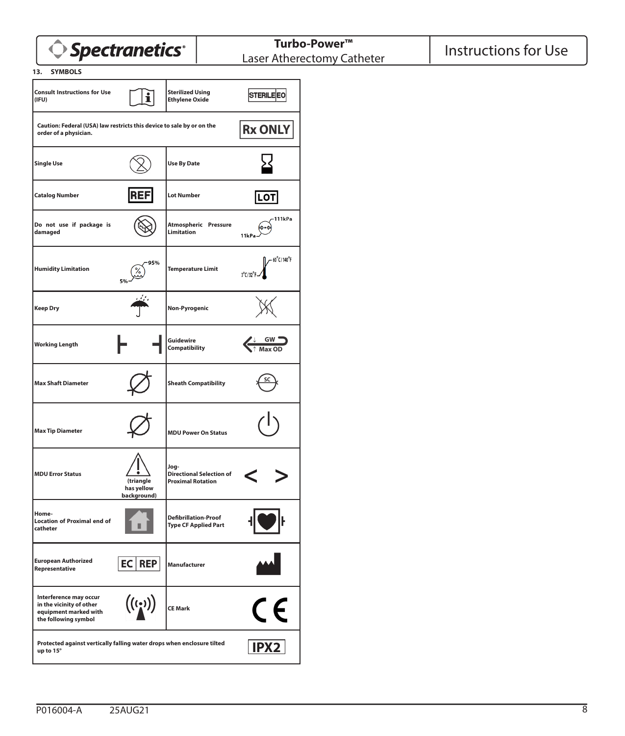## 13. SYMBOLS

| Symbol | | Symbol | |
|---|---|---|---|
| Consult Instructions for Use (IFU) | | Sterilized Using Ethylene Oxide | STERILE EO |
| Caution: Federal (USA) law restricts this device to sale by or on the order of a physician. | | | Rx ONLY |
| Single Use | | Use By Date | |
| Catalog Number | REF | Lot Number | LOT |
| Do not use if package is damaged | | Atmospheric Pressure Limitation | 111kPa / 11kPa |
| Humidity Limitation | 95% / 5% | Temperature Limit | 60°C/140°F / 0°C/32°F |
| Keep Dry | | Non-Pyrogenic | |
| Working Length | | Guidewire Compatibility | GW ↓ ↑ Max OD |
| Max Shaft Diameter | | Sheath Compatibility | SC |
| Max Tip Diameter | | MDU Power On Status | |
| MDU Error Status | (triangle has yellow background) | Jog- Directional Selection of Proximal Rotation | < > |
| Home- Location of Proximal end of catheter | | Defibrillation-Proof Type CF Applied Part | |
| European Authorized Representative | EC REP | Manufacturer | |
| Interference may occur in the vicinity of other equipment marked with the following symbol | | CE Mark | CE |
| Protected against vertically falling water drops when enclosure tilted up to 15° | | | IPX2 |

P016004-A 25AUG21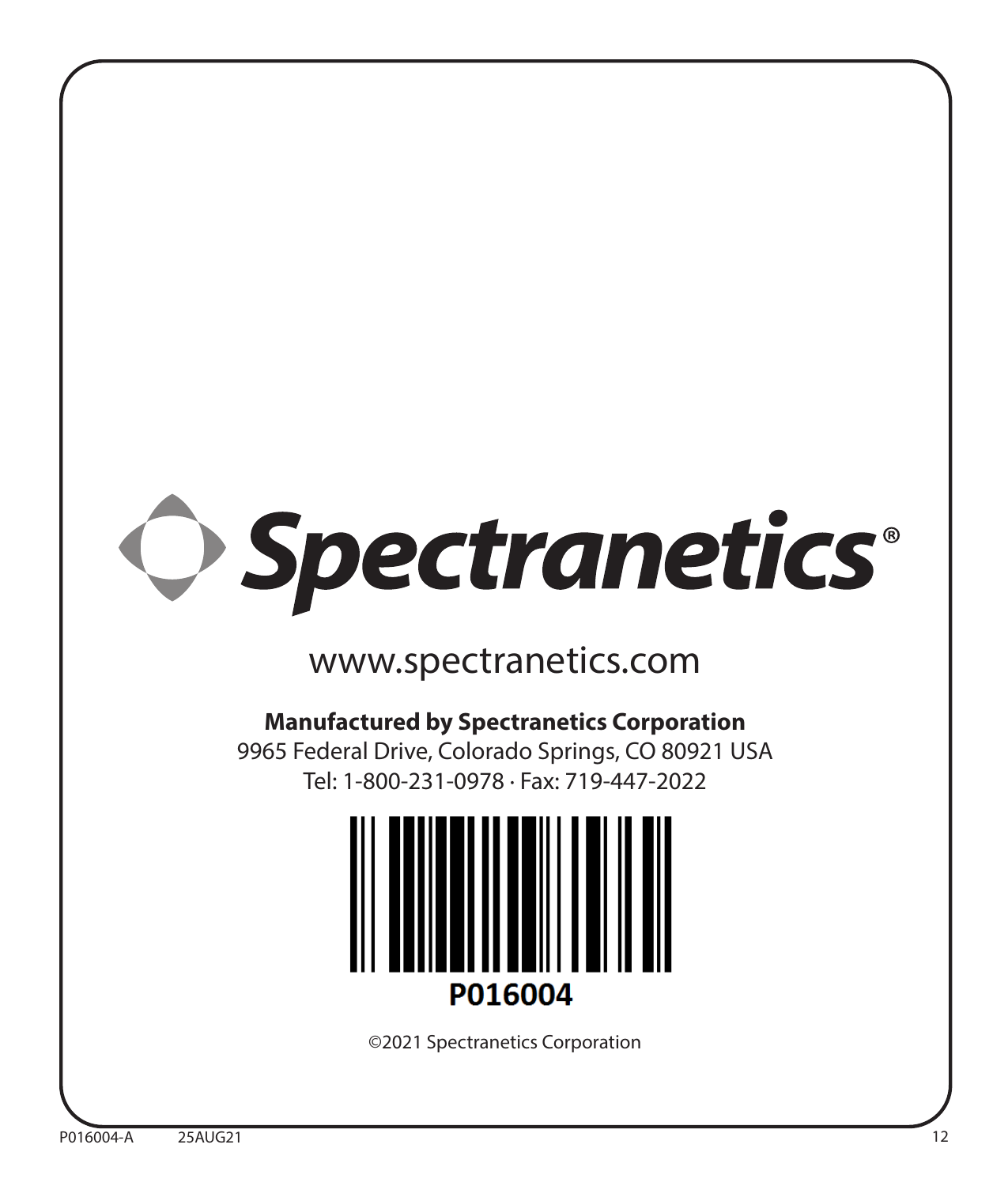Spectranetics®

www.spectranetics.com

**Manufactured by Spectranetics Corporation**
9965 Federal Drive, Colorado Springs, CO 80921 USA
Tel: 1-800-231-0978 · Fax: 719-447-2022

P016004

©2021 Spectranetics Corporation

P016004-A 25AUG21